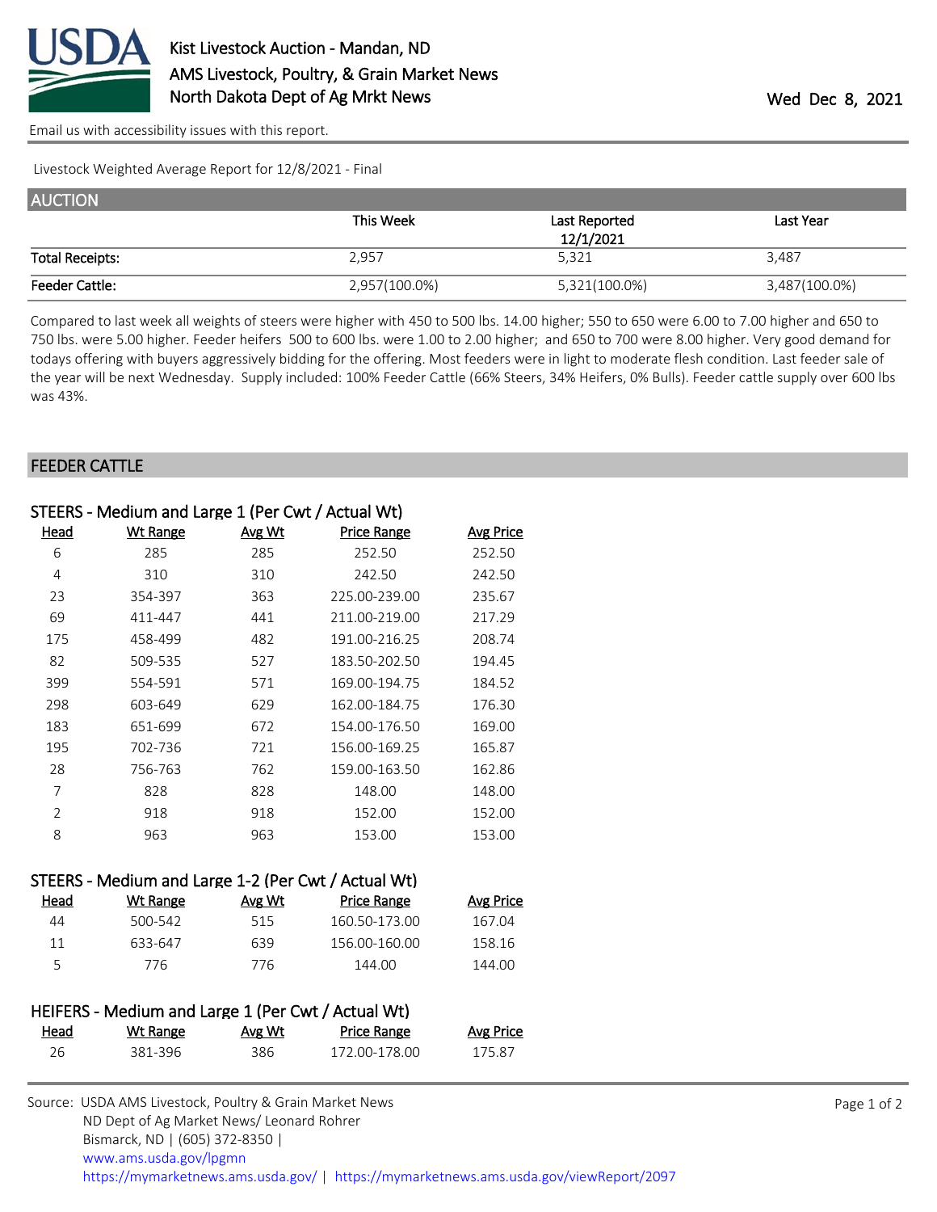# Kist Livestock Auction - Mandan, ND
## AMS Livestock, Poultry, & Grain Market News
## North Dakota Dept of Ag Mrkt News

Wed Dec 8, 2021

Email us with accessibility issues with this report.

Livestock Weighted Average Report for 12/8/2021 - Final

## AUCTION

| | This Week | Last Reported 12/1/2021 | Last Year |
|---|---|---|---|
| **Total Receipts:** | 2,957 | 5,321 | 3,487 |
| **Feeder Cattle:** | 2,957(100.0%) | 5,321(100.0%) | 3,487(100.0%) |

Compared to last week all weights of steers were higher with 450 to 500 lbs. 14.00 higher; 550 to 650 were 6.00 to 7.00 higher and 650 to 750 lbs. were 5.00 higher. Feeder heifers 500 to 600 lbs. were 1.00 to 2.00 higher; and 650 to 700 were 8.00 higher. Very good demand for todays offering with buyers aggressively bidding for the offering. Most feeders were in light to moderate flesh condition. Last feeder sale of the year will be next Wednesday. Supply included: 100% Feeder Cattle (66% Steers, 34% Heifers, 0% Bulls). Feeder cattle supply over 600 lbs was 43%.

## FEEDER CATTLE

### STEERS - Medium and Large 1 (Per Cwt / Actual Wt)

| Head | Wt Range | Avg Wt | Price Range | Avg Price |
|---|---|---|---|---|
| 6 | 285 | 285 | 252.50 | 252.50 |
| 4 | 310 | 310 | 242.50 | 242.50 |
| 23 | 354-397 | 363 | 225.00-239.00 | 235.67 |
| 69 | 411-447 | 441 | 211.00-219.00 | 217.29 |
| 175 | 458-499 | 482 | 191.00-216.25 | 208.74 |
| 82 | 509-535 | 527 | 183.50-202.50 | 194.45 |
| 399 | 554-591 | 571 | 169.00-194.75 | 184.52 |
| 298 | 603-649 | 629 | 162.00-184.75 | 176.30 |
| 183 | 651-699 | 672 | 154.00-176.50 | 169.00 |
| 195 | 702-736 | 721 | 156.00-169.25 | 165.87 |
| 28 | 756-763 | 762 | 159.00-163.50 | 162.86 |
| 7 | 828 | 828 | 148.00 | 148.00 |
| 2 | 918 | 918 | 152.00 | 152.00 |
| 8 | 963 | 963 | 153.00 | 153.00 |

### STEERS - Medium and Large 1-2 (Per Cwt / Actual Wt)

| Head | Wt Range | Avg Wt | Price Range | Avg Price |
|---|---|---|---|---|
| 44 | 500-542 | 515 | 160.50-173.00 | 167.04 |
| 11 | 633-647 | 639 | 156.00-160.00 | 158.16 |
| 5 | 776 | 776 | 144.00 | 144.00 |

### HEIFERS - Medium and Large 1 (Per Cwt / Actual Wt)

| Head | Wt Range | Avg Wt | Price Range | Avg Price |
|---|---|---|---|---|
| 26 | 381-396 | 386 | 172.00-178.00 | 175.87 |

Source: USDA AMS Livestock, Poultry & Grain Market News
ND Dept of Ag Market News/ Leonard Rohrer
Bismarck, ND | (605) 372-8350 |
www.ams.usda.gov/lpgmn
https://mymarketnews.ams.usda.gov/ | https://mymarketnews.ams.usda.gov/viewReport/2097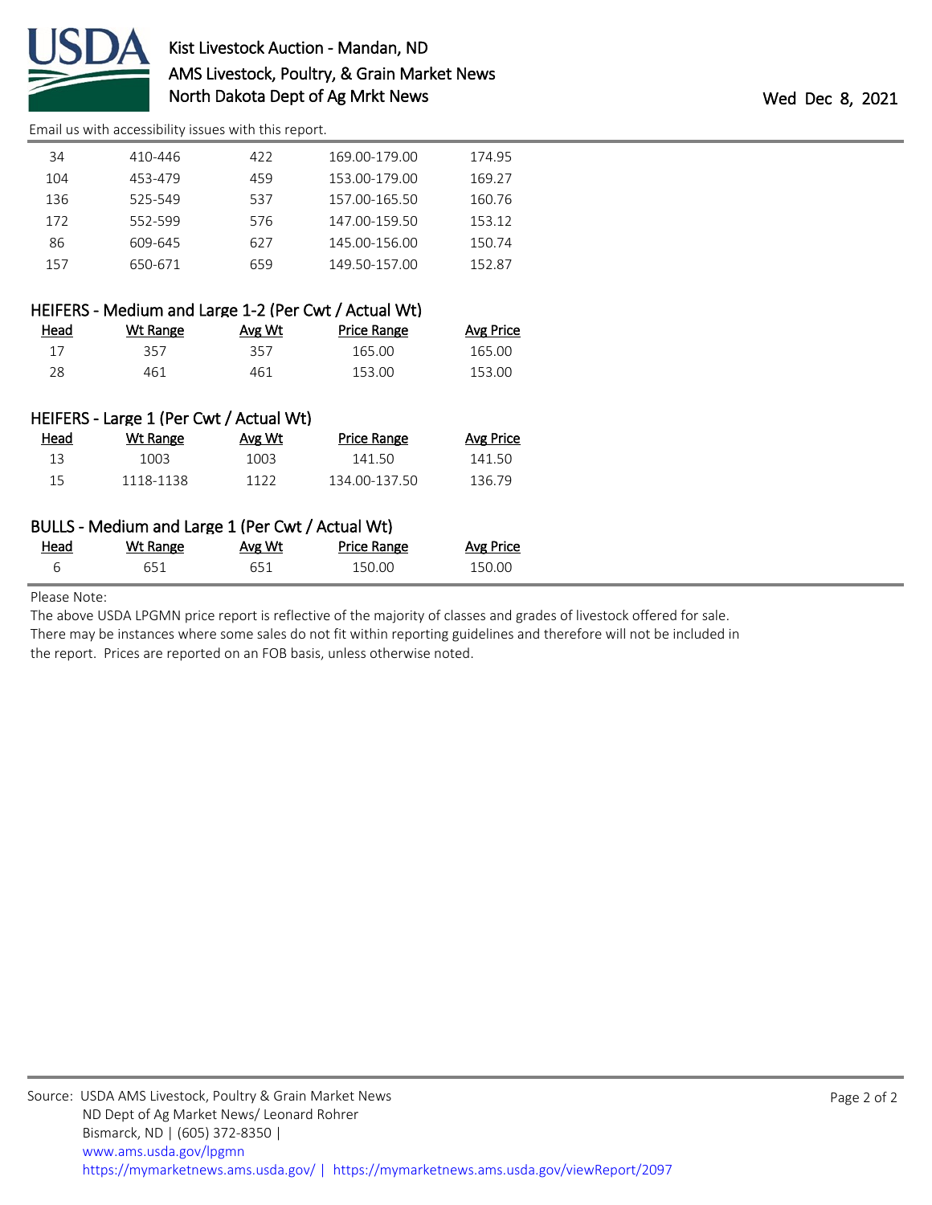Email us with accessibility issues with this report.

| | | | | |
|---|---|---|---|---|
| 34 | 410-446 | 422 | 169.00-179.00 | 174.95 |
| 104 | 453-479 | 459 | 153.00-179.00 | 169.27 |
| 136 | 525-549 | 537 | 157.00-165.50 | 160.76 |
| 172 | 552-599 | 576 | 147.00-159.50 | 153.12 |
| 86 | 609-645 | 627 | 145.00-156.00 | 150.74 |
| 157 | 650-671 | 659 | 149.50-157.00 | 152.87 |

### HEIFERS - Medium and Large 1-2 (Per Cwt / Actual Wt)

| Head | Wt Range | Avg Wt | Price Range | Avg Price |
|---|---|---|---|---|
| 17 | 357 | 357 | 165.00 | 165.00 |
| 28 | 461 | 461 | 153.00 | 153.00 |

### HEIFERS - Large 1 (Per Cwt / Actual Wt)

| Head | Wt Range | Avg Wt | Price Range | Avg Price |
|---|---|---|---|---|
| 13 | 1003 | 1003 | 141.50 | 141.50 |
| 15 | 1118-1138 | 1122 | 134.00-137.50 | 136.79 |

### BULLS - Medium and Large 1 (Per Cwt / Actual Wt)

| Head | Wt Range | Avg Wt | Price Range | Avg Price |
|---|---|---|---|---|
| 6 | 651 | 651 | 150.00 | 150.00 |

Please Note:

The above USDA LPGMN price report is reflective of the majority of classes and grades of livestock offered for sale. There may be instances where some sales do not fit within reporting guidelines and therefore will not be included in the report. Prices are reported on an FOB basis, unless otherwise noted.

Source: USDA AMS Livestock, Poultry & Grain Market News
ND Dept of Ag Market News/ Leonard Rohrer
Bismarck, ND | (605) 372-8350 |
www.ams.usda.gov/lpgmn
https://mymarketnews.ams.usda.gov/ | https://mymarketnews.ams.usda.gov/viewReport/2097